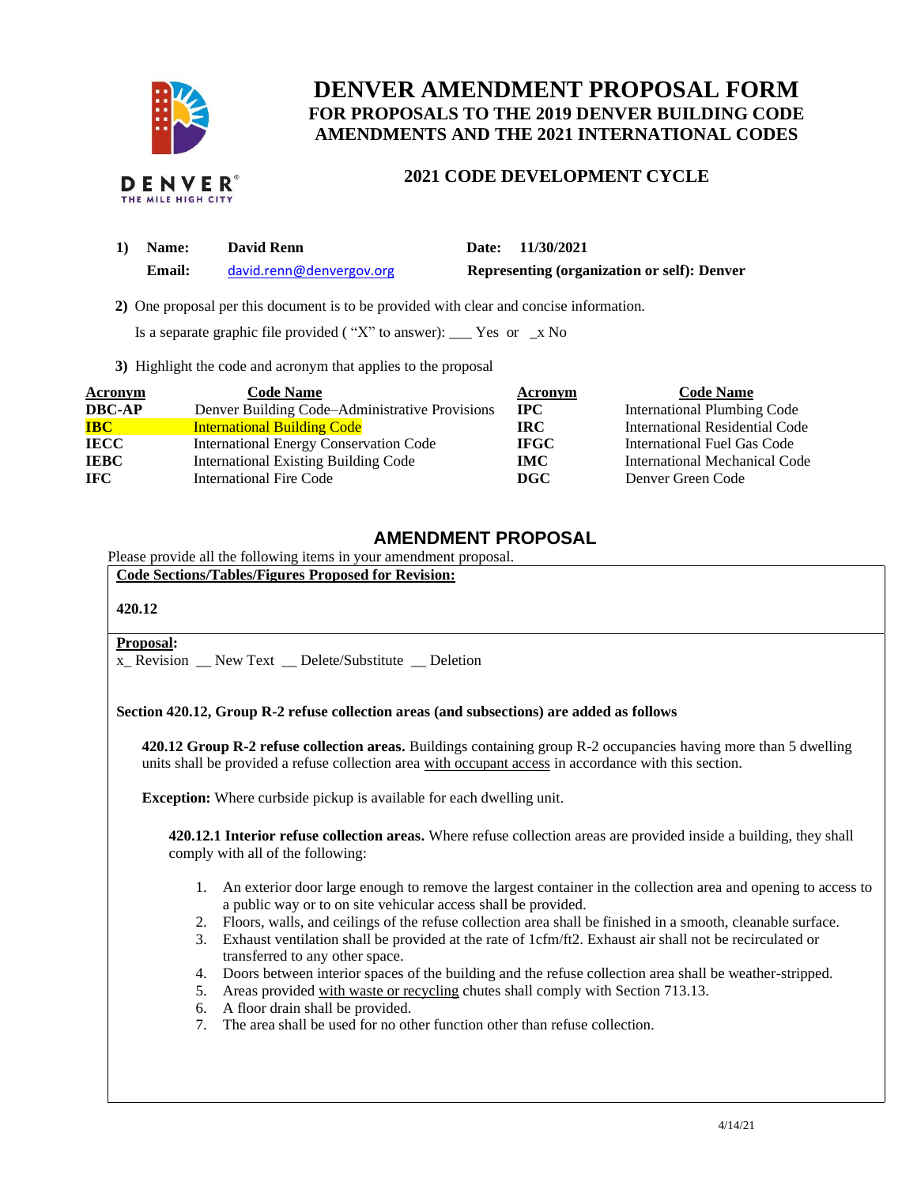# DENVER AMENDMENT PROPOSAL FORM

## FOR PROPOSALS TO THE 2019 DENVER BUILDING CODE AMENDMENTS AND THE 2021 INTERNATIONAL CODES

### 2021 CODE DEVELOPMENT CYCLE

**1) Name:** **David Renn** **Date:** **11/30/2021**

**Email:** david.renn@denvergov.org **Representing (organization or self): Denver**

**2)** One proposal per this document is to be provided with clear and concise information.

Is a separate graphic file provided ( "X" to answer): ___ Yes or _x No

**3)** Highlight the code and acronym that applies to the proposal

| Acronym | Code Name | Acronym | Code Name |
|---|---|---|---|
| **DBC-AP** | Denver Building Code–Administrative Provisions | **IPC** | International Plumbing Code |
| **IBC** | International Building Code | **IRC** | International Residential Code |
| **IECC** | International Energy Conservation Code | **IFGC** | International Fuel Gas Code |
| **IEBC** | International Existing Building Code | **IMC** | International Mechanical Code |
| **IFC** | International Fire Code | **DGC** | Denver Green Code |

## AMENDMENT PROPOSAL

Please provide all the following items in your amendment proposal.

**Code Sections/Tables/Figures Proposed for Revision:**

**420.12**

**Proposal:**

x_ Revision __ New Text __ Delete/Substitute __ Deletion

**Section 420.12, Group R-2 refuse collection areas (and subsections) are added as follows**

**420.12 Group R-2 refuse collection areas.** Buildings containing group R-2 occupancies having more than 5 dwelling units shall be provided a refuse collection area <u>with occupant access</u> in accordance with this section.

**Exception:** Where curbside pickup is available for each dwelling unit.

**420.12.1 Interior refuse collection areas.** Where refuse collection areas are provided inside a building, they shall comply with all of the following:

1. An exterior door large enough to remove the largest container in the collection area and opening to access to a public way or to on site vehicular access shall be provided.
2. Floors, walls, and ceilings of the refuse collection area shall be finished in a smooth, cleanable surface.
3. Exhaust ventilation shall be provided at the rate of 1cfm/ft2. Exhaust air shall not be recirculated or transferred to any other space.
4. Doors between interior spaces of the building and the refuse collection area shall be weather-stripped.
5. Areas provided <u>with waste or recycling</u> chutes shall comply with Section 713.13.
6. A floor drain shall be provided.
7. The area shall be used for no other function other than refuse collection.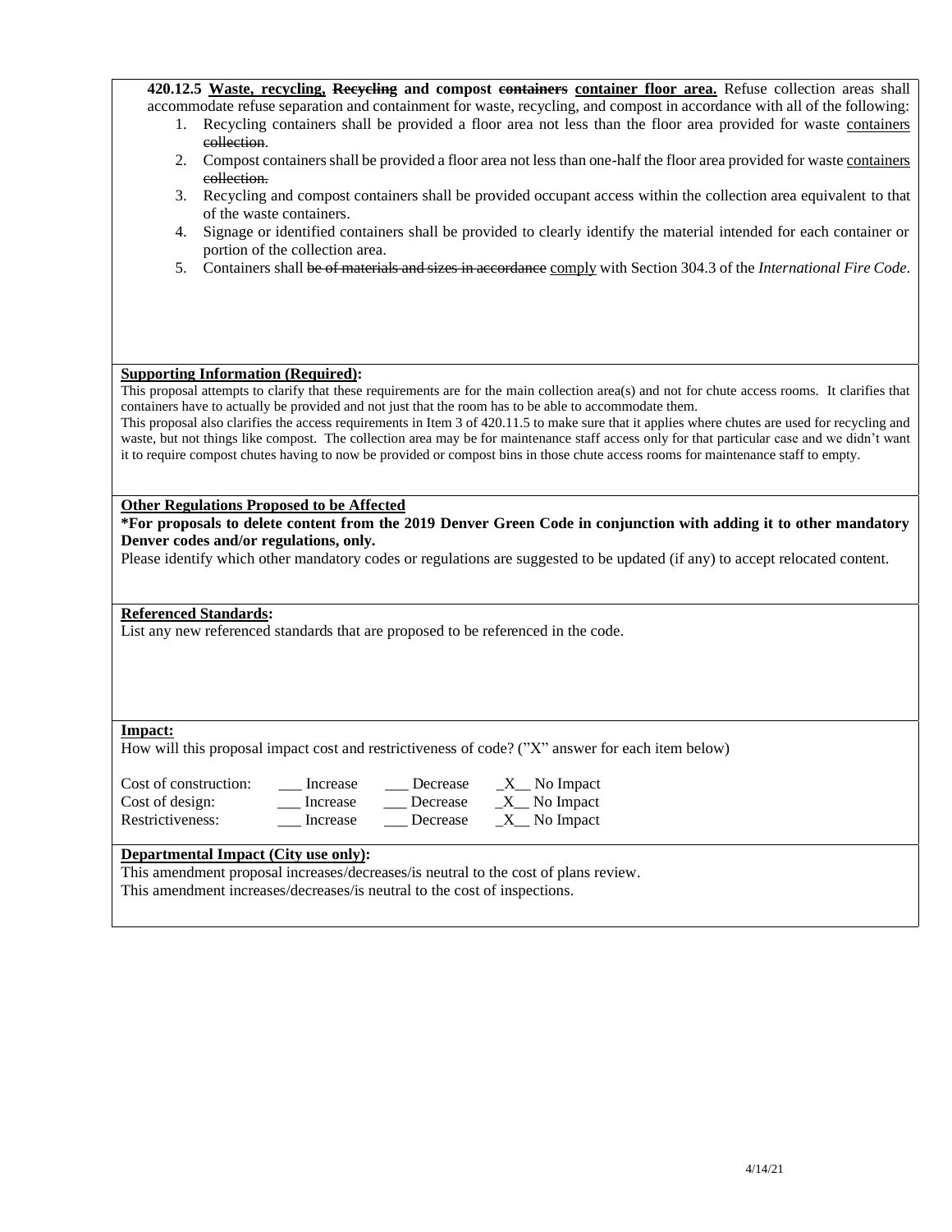**420.12.5 Waste, recycling, ~~Recycling~~ and compost ~~containers~~ container floor area.** Refuse collection areas shall accommodate refuse separation and containment for waste, recycling, and compost in accordance with all of the following:

1. Recycling containers shall be provided a floor area not less than the floor area provided for waste containers ~~collection~~.
2. Compost containers shall be provided a floor area not less than one-half the floor area provided for waste containers ~~collection.~~
3. Recycling and compost containers shall be provided occupant access within the collection area equivalent to that of the waste containers.
4. Signage or identified containers shall be provided to clearly identify the material intended for each container or portion of the collection area.
5. Containers shall ~~be of materials and sizes in accordance~~ comply with Section 304.3 of the *International Fire Code*.

**Supporting Information (Required):**

This proposal attempts to clarify that these requirements are for the main collection area(s) and not for chute access rooms. It clarifies that containers have to actually be provided and not just that the room has to be able to accommodate them.

This proposal also clarifies the access requirements in Item 3 of 420.11.5 to make sure that it applies where chutes are used for recycling and waste, but not things like compost. The collection area may be for maintenance staff access only for that particular case and we didn't want it to require compost chutes having to now be provided or compost bins in those chute access rooms for maintenance staff to empty.

**Other Regulations Proposed to be Affected**

**\*For proposals to delete content from the 2019 Denver Green Code in conjunction with adding it to other mandatory Denver codes and/or regulations, only.**

Please identify which other mandatory codes or regulations are suggested to be updated (if any) to accept relocated content.

**Referenced Standards:**

List any new referenced standards that are proposed to be referenced in the code.

**Impact:**

How will this proposal impact cost and restrictiveness of code? ("X" answer for each item below)

| | | | |
|---|---|---|---|
| Cost of construction: | ___ Increase | ___ Decrease | _X__ No Impact |
| Cost of design: | ___ Increase | ___ Decrease | _X__ No Impact |
| Restrictiveness: | ___ Increase | ___ Decrease | _X__ No Impact |

**Departmental Impact (City use only):**

This amendment proposal increases/decreases/is neutral to the cost of plans review.

This amendment increases/decreases/is neutral to the cost of inspections.

4/14/21